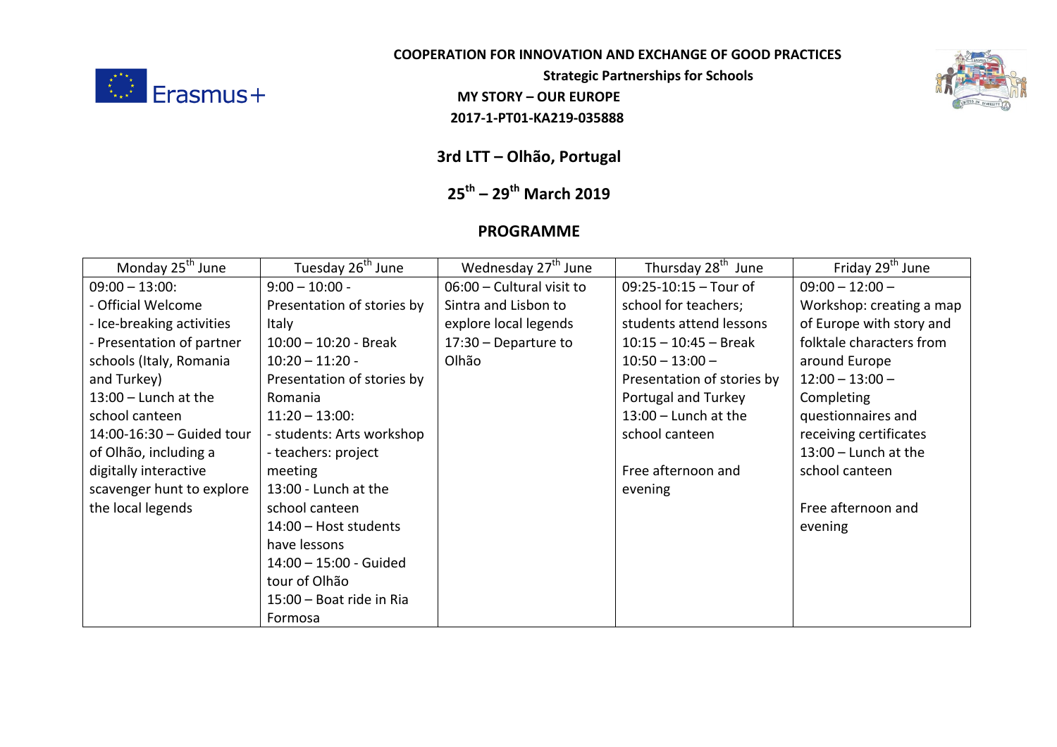**COOPERATION FOR INNOVATION AND EXCHANGE OF GOOD PRACTICES**

**Strategic Partnerships for Schools**

**MY STORY – OUR EUROPE**

**2017-1-PT01-KA219-035888**

## 3rd LTT – Olhão, Portugal

## 25th – 29th March 2019

## PROGRAMME

| Monday 25th June | Tuesday 26th June | Wednesday 27th June | Thursday 28th June | Friday 29th June |
|---|---|---|---|---|
| 09:00 – 13:00:<br>- Official Welcome<br>- Ice-breaking activities<br>- Presentation of partner schools (Italy, Romania and Turkey)<br>13:00 – Lunch at the school canteen<br>14:00-16:30 – Guided tour of Olhão, including a digitally interactive scavenger hunt to explore the local legends | 9:00 – 10:00 - Presentation of stories by Italy<br>10:00 – 10:20 - Break<br>10:20 – 11:20 - Presentation of stories by Romania<br>11:20 – 13:00:<br>- students: Arts workshop<br>- teachers: project meeting<br>13:00 - Lunch at the school canteen<br>14:00 – Host students have lessons<br>14:00 – 15:00 - Guided tour of Olhão<br>15:00 – Boat ride in Ria Formosa | 06:00 – Cultural visit to Sintra and Lisbon to explore local legends<br>17:30 – Departure to Olhão | 09:25-10:15 – Tour of school for teachers; students attend lessons<br>10:15 – 10:45 – Break<br>10:50 – 13:00 – Presentation of stories by Portugal and Turkey<br>13:00 – Lunch at the school canteen<br><br>Free afternoon and evening | 09:00 – 12:00 – Workshop: creating a map of Europe with story and folktale characters from around Europe<br>12:00 – 13:00 – Completing questionnaires and receiving certificates<br>13:00 – Lunch at the school canteen<br><br>Free afternoon and evening |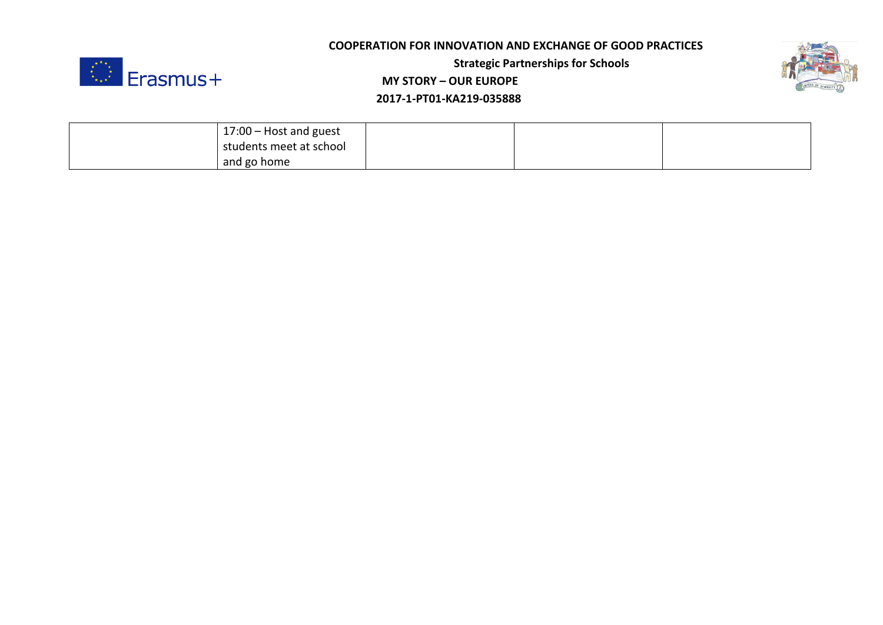| | | | | |
|---|---|---|---|---|
| | 17:00 – Host and guest students meet at school and go home | | | |